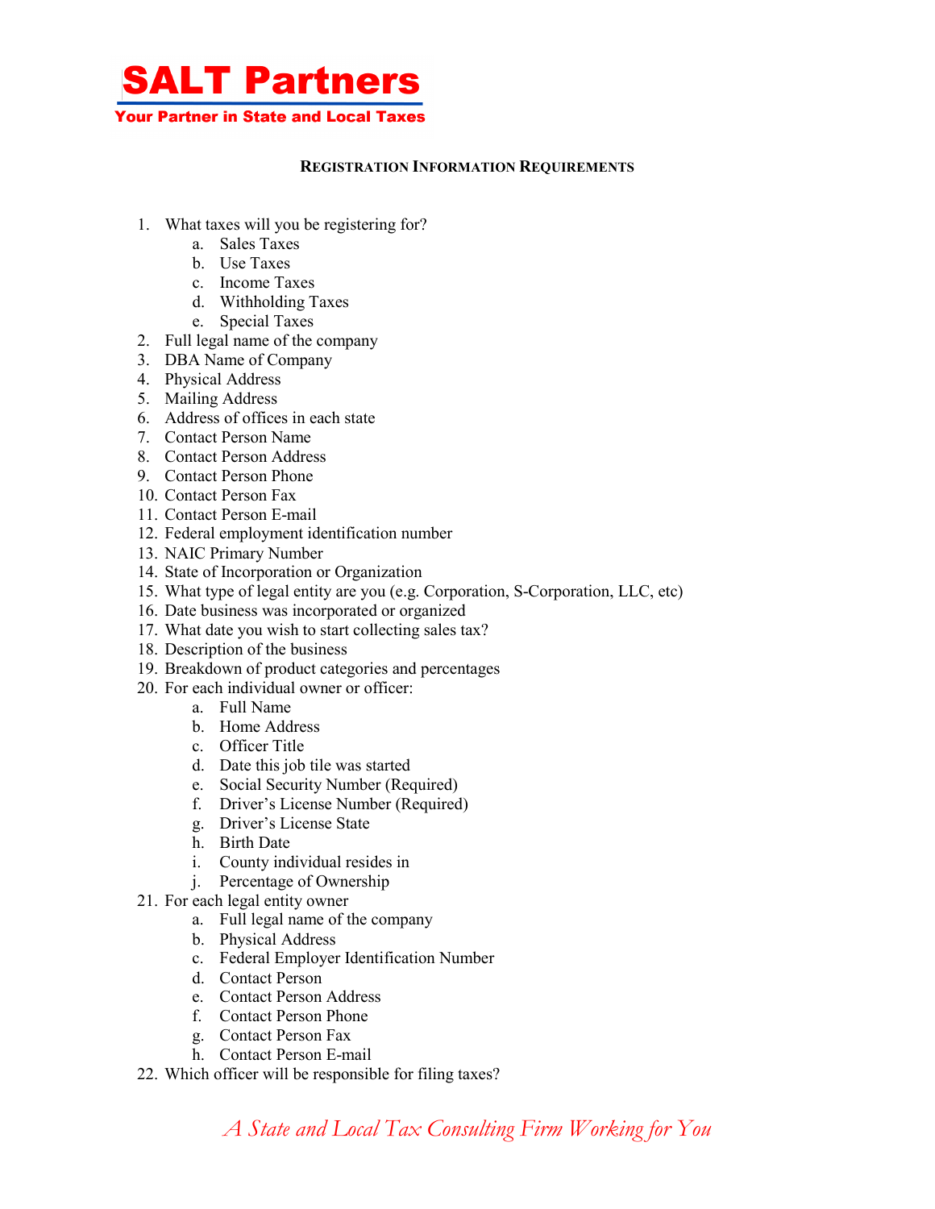# SALT Partners

**Your Partner in State and Local Taxes**

## REGISTRATION INFORMATION REQUIREMENTS

1. What taxes will you be registering for?
   a. Sales Taxes
   b. Use Taxes
   c. Income Taxes
   d. Withholding Taxes
   e. Special Taxes
2. Full legal name of the company
3. DBA Name of Company
4. Physical Address
5. Mailing Address
6. Address of offices in each state
7. Contact Person Name
8. Contact Person Address
9. Contact Person Phone
10. Contact Person Fax
11. Contact Person E-mail
12. Federal employment identification number
13. NAIC Primary Number
14. State of Incorporation or Organization
15. What type of legal entity are you (e.g. Corporation, S-Corporation, LLC, etc)
16. Date business was incorporated or organized
17. What date you wish to start collecting sales tax?
18. Description of the business
19. Breakdown of product categories and percentages
20. For each individual owner or officer:
    a. Full Name
    b. Home Address
    c. Officer Title
    d. Date this job tile was started
    e. Social Security Number (Required)
    f. Driver's License Number (Required)
    g. Driver's License State
    h. Birth Date
    i. County individual resides in
    j. Percentage of Ownership
21. For each legal entity owner
    a. Full legal name of the company
    b. Physical Address
    c. Federal Employer Identification Number
    d. Contact Person
    e. Contact Person Address
    f. Contact Person Phone
    g. Contact Person Fax
    h. Contact Person E-mail
22. Which officer will be responsible for filing taxes?

*A State and Local Tax Consulting Firm Working for You*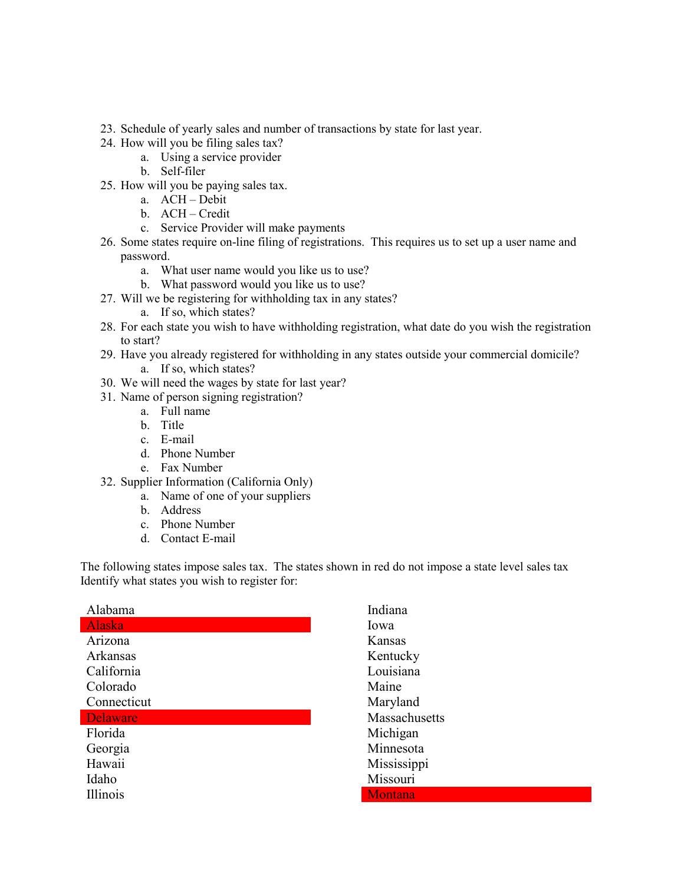23. Schedule of yearly sales and number of transactions by state for last year.
24. How will you be filing sales tax?
    a. Using a service provider
    b. Self-filer
25. How will you be paying sales tax.
    a. ACH – Debit
    b. ACH – Credit
    c. Service Provider will make payments
26. Some states require on-line filing of registrations. This requires us to set up a user name and password.
    a. What user name would you like us to use?
    b. What password would you like us to use?
27. Will we be registering for withholding tax in any states?
    a. If so, which states?
28. For each state you wish to have withholding registration, what date do you wish the registration to start?
29. Have you already registered for withholding in any states outside your commercial domicile?
    a. If so, which states?
30. We will need the wages by state for last year?
31. Name of person signing registration?
    a. Full name
    b. Title
    c. E-mail
    d. Phone Number
    e. Fax Number
32. Supplier Information (California Only)
    a. Name of one of your suppliers
    b. Address
    c. Phone Number
    d. Contact E-mail

The following states impose sales tax. The states shown in red do not impose a state level sales tax Identify what states you wish to register for:

Alabama
Alaska
Arizona
Arkansas
California
Colorado
Connecticut
Delaware
Florida
Georgia
Hawaii
Idaho
Illinois
Indiana
Iowa
Kansas
Kentucky
Louisiana
Maine
Maryland
Massachusetts
Michigan
Minnesota
Mississippi
Missouri
Montana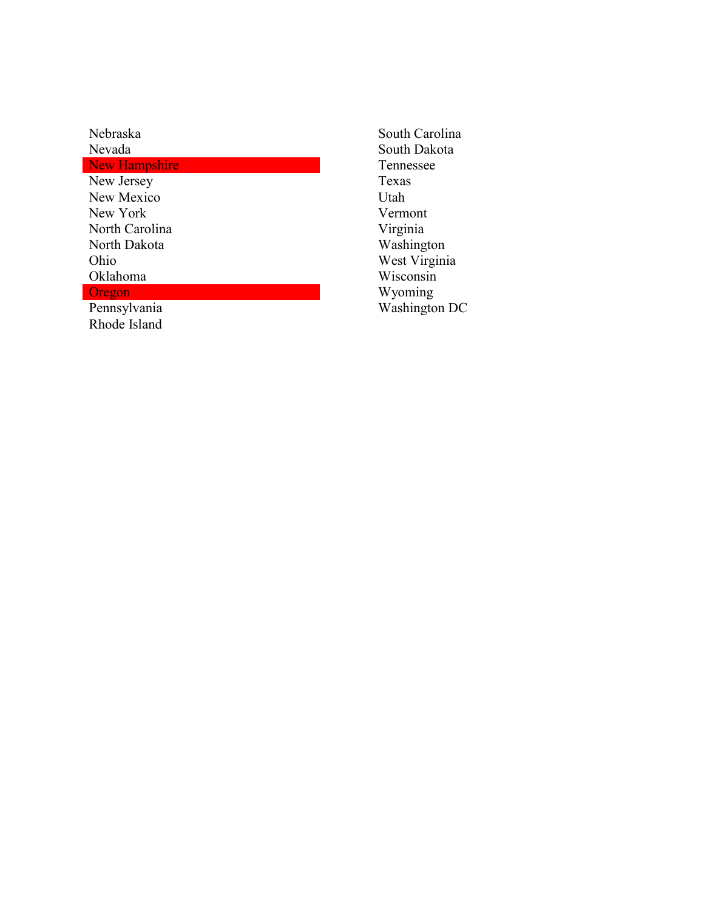Nebraska
Nevada
New Hampshire
New Jersey
New Mexico
New York
North Carolina
North Dakota
Ohio
Oklahoma
Oregon
Pennsylvania
Rhode Island
South Carolina
South Dakota
Tennessee
Texas
Utah
Vermont
Virginia
Washington
West Virginia
Wisconsin
Wyoming
Washington DC